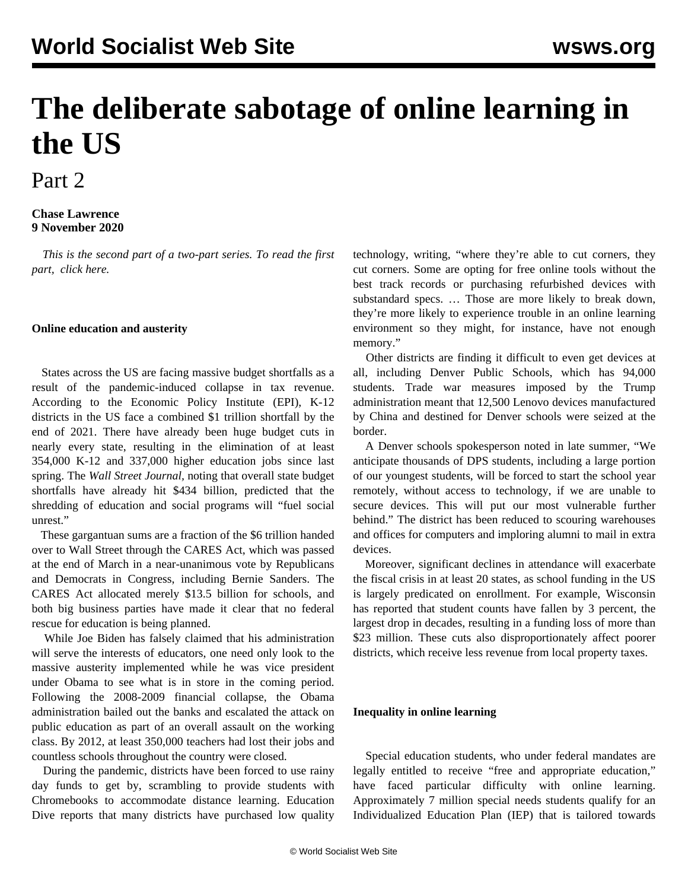# The deliberate sabotage of online learning in the US

## Part 2

**Chase Lawrence**
**9 November 2020**

*This is the second part of a two-part series. To read the first part, click here.*

**Online education and austerity**

States across the US are facing massive budget shortfalls as a result of the pandemic-induced collapse in tax revenue. According to the Economic Policy Institute (EPI), K-12 districts in the US face a combined $1 trillion shortfall by the end of 2021. There have already been huge budget cuts in nearly every state, resulting in the elimination of at least 354,000 K-12 and 337,000 higher education jobs since last spring. The *Wall Street Journal,* noting that overall state budget shortfalls have already hit $434 billion, predicted that the shredding of education and social programs will "fuel social unrest."

These gargantuan sums are a fraction of the $6 trillion handed over to Wall Street through the CARES Act, which was passed at the end of March in a near-unanimous vote by Republicans and Democrats in Congress, including Bernie Sanders. The CARES Act allocated merely $13.5 billion for schools, and both big business parties have made it clear that no federal rescue for education is being planned.

While Joe Biden has falsely claimed that his administration will serve the interests of educators, one need only look to the massive austerity implemented while he was vice president under Obama to see what is in store in the coming period. Following the 2008-2009 financial collapse, the Obama administration bailed out the banks and escalated the attack on public education as part of an overall assault on the working class. By 2012, at least 350,000 teachers had lost their jobs and countless schools throughout the country were closed.

During the pandemic, districts have been forced to use rainy day funds to get by, scrambling to provide students with Chromebooks to accommodate distance learning. Education Dive reports that many districts have purchased low quality technology, writing, "where they're able to cut corners, they cut corners. Some are opting for free online tools without the best track records or purchasing refurbished devices with substandard specs. … Those are more likely to break down, they're more likely to experience trouble in an online learning environment so they might, for instance, have not enough memory."

Other districts are finding it difficult to even get devices at all, including Denver Public Schools, which has 94,000 students. Trade war measures imposed by the Trump administration meant that 12,500 Lenovo devices manufactured by China and destined for Denver schools were seized at the border.

A Denver schools spokesperson noted in late summer, "We anticipate thousands of DPS students, including a large portion of our youngest students, will be forced to start the school year remotely, without access to technology, if we are unable to secure devices. This will put our most vulnerable further behind." The district has been reduced to scouring warehouses and offices for computers and imploring alumni to mail in extra devices.

Moreover, significant declines in attendance will exacerbate the fiscal crisis in at least 20 states, as school funding in the US is largely predicated on enrollment. For example, Wisconsin has reported that student counts have fallen by 3 percent, the largest drop in decades, resulting in a funding loss of more than $23 million. These cuts also disproportionately affect poorer districts, which receive less revenue from local property taxes.

**Inequality in online learning**

Special education students, who under federal mandates are legally entitled to receive "free and appropriate education," have faced particular difficulty with online learning. Approximately 7 million special needs students qualify for an Individualized Education Plan (IEP) that is tailored towards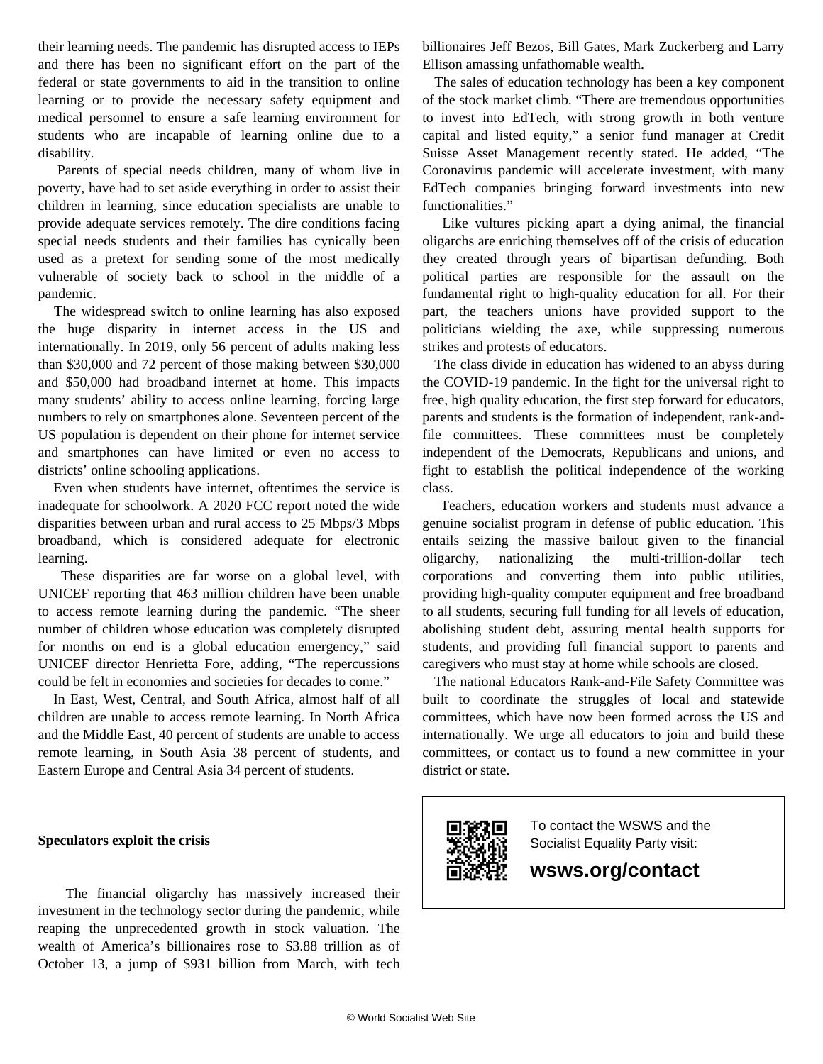their learning needs. The pandemic has disrupted access to IEPs and there has been no significant effort on the part of the federal or state governments to aid in the transition to online learning or to provide the necessary safety equipment and medical personnel to ensure a safe learning environment for students who are incapable of learning online due to a disability.

Parents of special needs children, many of whom live in poverty, have had to set aside everything in order to assist their children in learning, since education specialists are unable to provide adequate services remotely. The dire conditions facing special needs students and their families has cynically been used as a pretext for sending some of the most medically vulnerable of society back to school in the middle of a pandemic.

The widespread switch to online learning has also exposed the huge disparity in internet access in the US and internationally. In 2019, only 56 percent of adults making less than $30,000 and 72 percent of those making between $30,000 and $50,000 had broadband internet at home. This impacts many students' ability to access online learning, forcing large numbers to rely on smartphones alone. Seventeen percent of the US population is dependent on their phone for internet service and smartphones can have limited or even no access to districts' online schooling applications.

Even when students have internet, oftentimes the service is inadequate for schoolwork. A 2020 FCC report noted the wide disparities between urban and rural access to 25 Mbps/3 Mbps broadband, which is considered adequate for electronic learning.

These disparities are far worse on a global level, with UNICEF reporting that 463 million children have been unable to access remote learning during the pandemic. "The sheer number of children whose education was completely disrupted for months on end is a global education emergency," said UNICEF director Henrietta Fore, adding, "The repercussions could be felt in economies and societies for decades to come."

In East, West, Central, and South Africa, almost half of all children are unable to access remote learning. In North Africa and the Middle East, 40 percent of students are unable to access remote learning, in South Asia 38 percent of students, and Eastern Europe and Central Asia 34 percent of students.

**Speculators exploit the crisis**

The financial oligarchy has massively increased their investment in the technology sector during the pandemic, while reaping the unprecedented growth in stock valuation. The wealth of America's billionaires rose to $3.88 trillion as of October 13, a jump of $931 billion from March, with tech billionaires Jeff Bezos, Bill Gates, Mark Zuckerberg and Larry Ellison amassing unfathomable wealth.

The sales of education technology has been a key component of the stock market climb. "There are tremendous opportunities to invest into EdTech, with strong growth in both venture capital and listed equity," a senior fund manager at Credit Suisse Asset Management recently stated. He added, "The Coronavirus pandemic will accelerate investment, with many EdTech companies bringing forward investments into new functionalities."

Like vultures picking apart a dying animal, the financial oligarchs are enriching themselves off of the crisis of education they created through years of bipartisan defunding. Both political parties are responsible for the assault on the fundamental right to high-quality education for all. For their part, the teachers unions have provided support to the politicians wielding the axe, while suppressing numerous strikes and protests of educators.

The class divide in education has widened to an abyss during the COVID-19 pandemic. In the fight for the universal right to free, high quality education, the first step forward for educators, parents and students is the formation of independent, rank-and-file committees. These committees must be completely independent of the Democrats, Republicans and unions, and fight to establish the political independence of the working class.

Teachers, education workers and students must advance a genuine socialist program in defense of public education. This entails seizing the massive bailout given to the financial oligarchy, nationalizing the multi-trillion-dollar tech corporations and converting them into public utilities, providing high-quality computer equipment and free broadband to all students, securing full funding for all levels of education, abolishing student debt, assuring mental health supports for students, and providing full financial support to parents and caregivers who must stay at home while schools are closed.

The national Educators Rank-and-File Safety Committee was built to coordinate the struggles of local and statewide committees, which have now been formed across the US and internationally. We urge all educators to join and build these committees, or contact us to found a new committee in your district or state.

To contact the WSWS and the Socialist Equality Party visit:

**wsws.org/contact**